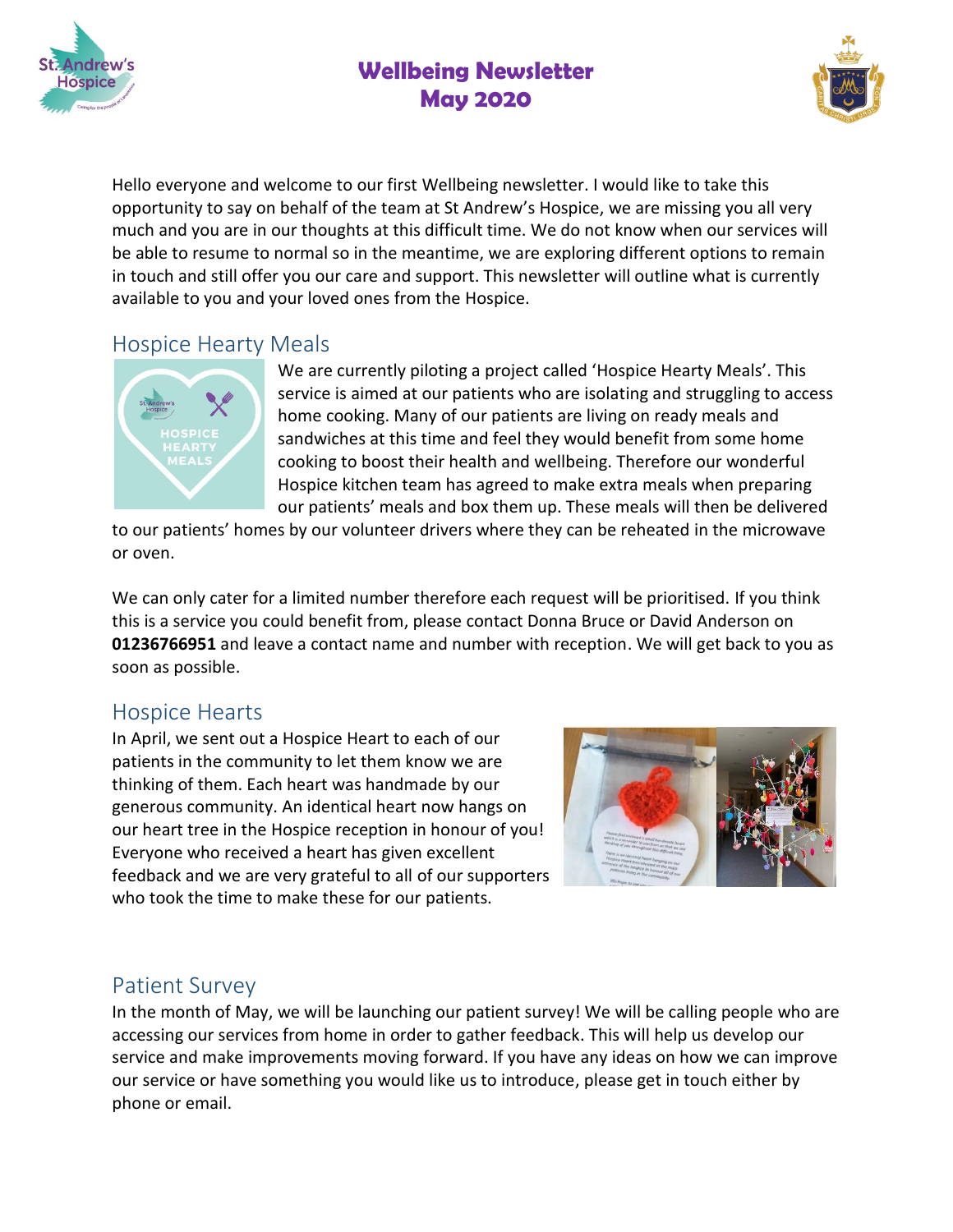# Wellbeing Newsletter
# May 2020

Hello everyone and welcome to our first Wellbeing newsletter. I would like to take this opportunity to say on behalf of the team at St Andrew's Hospice, we are missing you all very much and you are in our thoughts at this difficult time. We do not know when our services will be able to resume to normal so in the meantime, we are exploring different options to remain in touch and still offer you our care and support. This newsletter will outline what is currently available to you and your loved ones from the Hospice.

## Hospice Hearty Meals

We are currently piloting a project called 'Hospice Hearty Meals'. This service is aimed at our patients who are isolating and struggling to access home cooking. Many of our patients are living on ready meals and sandwiches at this time and feel they would benefit from some home cooking to boost their health and wellbeing. Therefore our wonderful Hospice kitchen team has agreed to make extra meals when preparing our patients' meals and box them up. These meals will then be delivered to our patients' homes by our volunteer drivers where they can be reheated in the microwave or oven.

We can only cater for a limited number therefore each request will be prioritised. If you think this is a service you could benefit from, please contact Donna Bruce or David Anderson on **01236766951** and leave a contact name and number with reception. We will get back to you as soon as possible.

## Hospice Hearts

In April, we sent out a Hospice Heart to each of our patients in the community to let them know we are thinking of them. Each heart was handmade by our generous community. An identical heart now hangs on our heart tree in the Hospice reception in honour of you! Everyone who received a heart has given excellent feedback and we are very grateful to all of our supporters who took the time to make these for our patients.

## Patient Survey

In the month of May, we will be launching our patient survey! We will be calling people who are accessing our services from home in order to gather feedback. This will help us develop our service and make improvements moving forward. If you have any ideas on how we can improve our service or have something you would like us to introduce, please get in touch either by phone or email.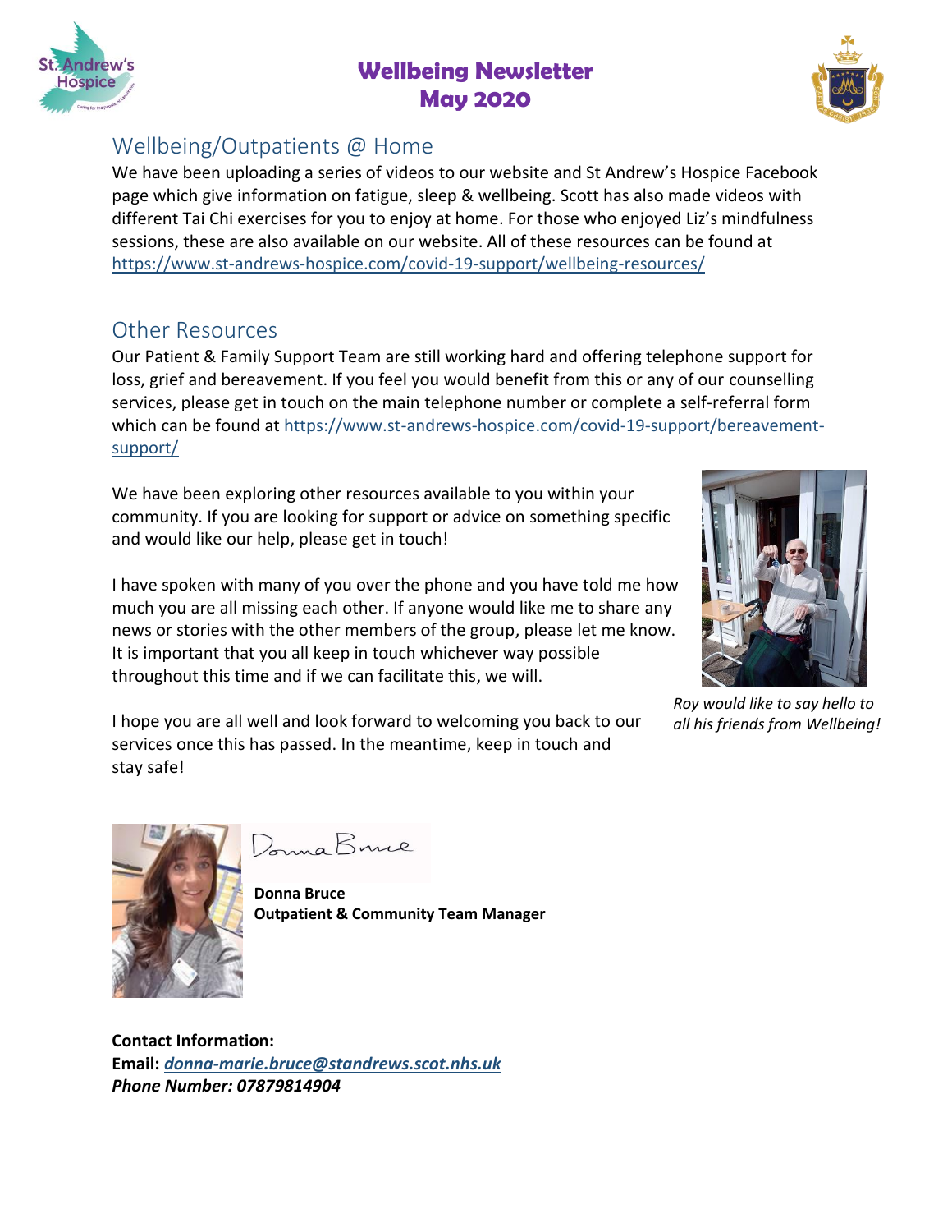# Wellbeing Newsletter
# May 2020

## Wellbeing/Outpatients @ Home

We have been uploading a series of videos to our website and St Andrew's Hospice Facebook page which give information on fatigue, sleep & wellbeing. Scott has also made videos with different Tai Chi exercises for you to enjoy at home. For those who enjoyed Liz's mindfulness sessions, these are also available on our website. All of these resources can be found at https://www.st-andrews-hospice.com/covid-19-support/wellbeing-resources/

## Other Resources

Our Patient & Family Support Team are still working hard and offering telephone support for loss, grief and bereavement. If you feel you would benefit from this or any of our counselling services, please get in touch on the main telephone number or complete a self-referral form which can be found at https://www.st-andrews-hospice.com/covid-19-support/bereavement-support/

We have been exploring other resources available to you within your community. If you are looking for support or advice on something specific and would like our help, please get in touch!

I have spoken with many of you over the phone and you have told me how much you are all missing each other. If anyone would like me to share any news or stories with the other members of the group, please let me know. It is important that you all keep in touch whichever way possible throughout this time and if we can facilitate this, we will.

*Roy would like to say hello to all his friends from Wellbeing!*

I hope you are all well and look forward to welcoming you back to our services once this has passed. In the meantime, keep in touch and stay safe!

Donna Bruce

**Donna Bruce**
**Outpatient & Community Team Manager**

**Contact Information:**
**Email: *donna-marie.bruce@standrews.scot.nhs.uk***
***Phone Number: 07879814904***